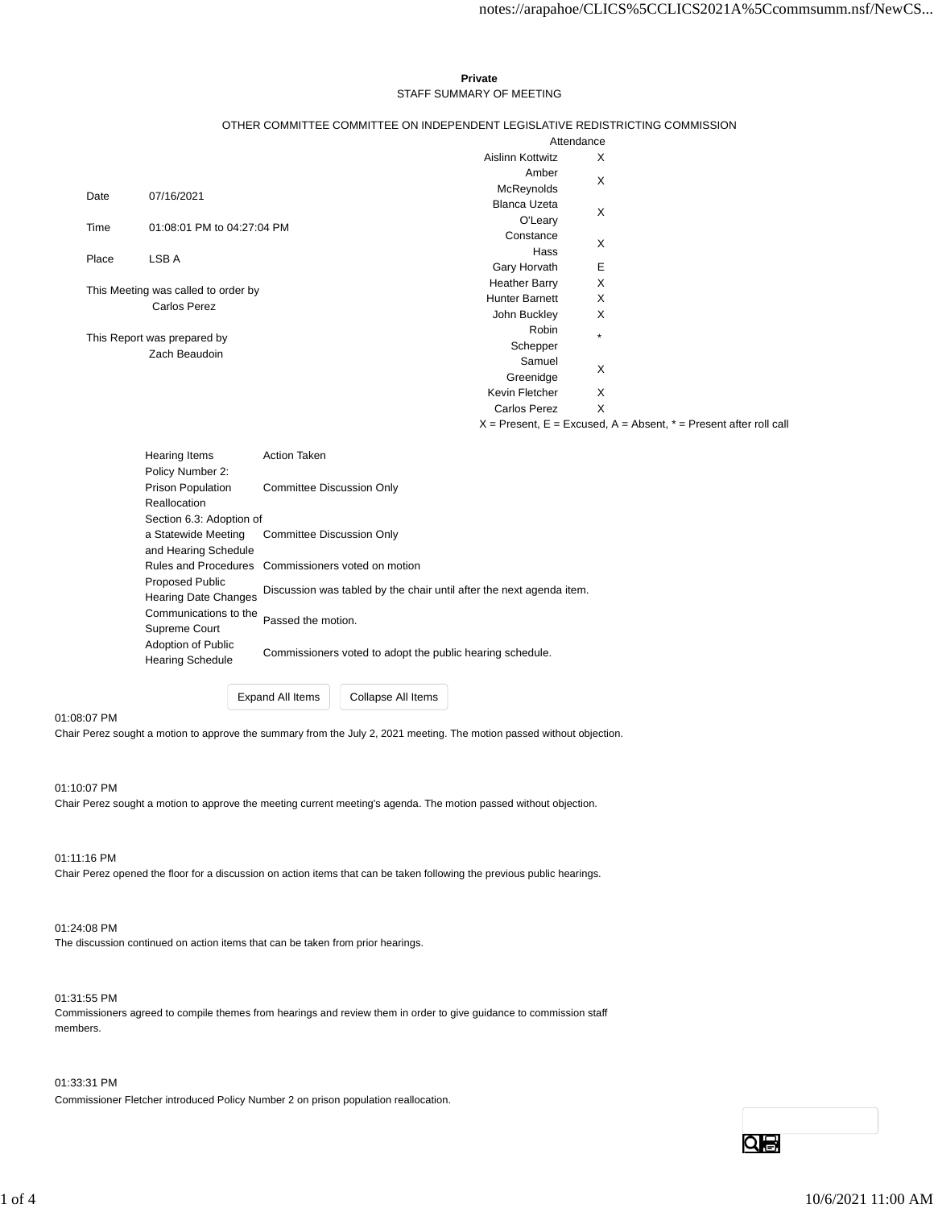**Private**

STAFF SUMMARY OF MEETING

OTHER COMMITTEE COMMITTEE ON INDEPENDENT LEGISLATIVE REDISTRICTING COMMISSION

| | |
|---|---|
| Date | 07/16/2021 |
| Time | 01:08:01 PM to 04:27:04 PM |
| Place | LSB A |

This Meeting was called to order by
Carlos Perez

This Report was prepared by
Zach Beaudoin

| Attendance | |
|---|---|
| Aislinn Kottwitz | X |
| Amber McReynolds | X |
| Blanca Uzeta O'Leary | X |
| Constance Hass | X |
| Gary Horvath | E |
| Heather Barry | X |
| Hunter Barnett | X |
| John Buckley | X |
| Robin Schepper | * |
| Samuel Greenidge | X |
| Kevin Fletcher | X |
| Carlos Perez | X |

X = Present, E = Excused, A = Absent, * = Present after roll call

| Hearing Items | Action Taken |
|---|---|
| Policy Number 2: Prison Population Reallocation | Committee Discussion Only |
| Section 6.3: Adoption of a Statewide Meeting and Hearing Schedule | Committee Discussion Only |
| Rules and Procedures | Commissioners voted on motion |
| Proposed Public Hearing Date Changes | Discussion was tabled by the chair until after the next agenda item. |
| Communications to the Supreme Court | Passed the motion. |
| Adoption of Public Hearing Schedule | Commissioners voted to adopt the public hearing schedule. |

01:08:07 PM

Chair Perez sought a motion to approve the summary from the July 2, 2021 meeting. The motion passed without objection.

01:10:07 PM

Chair Perez sought a motion to approve the meeting current meeting's agenda. The motion passed without objection.

01:11:16 PM

Chair Perez opened the floor for a discussion on action items that can be taken following the previous public hearings.

01:24:08 PM

The discussion continued on action items that can be taken from prior hearings.

01:31:55 PM

Commissioners agreed to compile themes from hearings and review them in order to give guidance to commission staff members.

01:33:31 PM

Commissioner Fletcher introduced Policy Number 2 on prison population reallocation.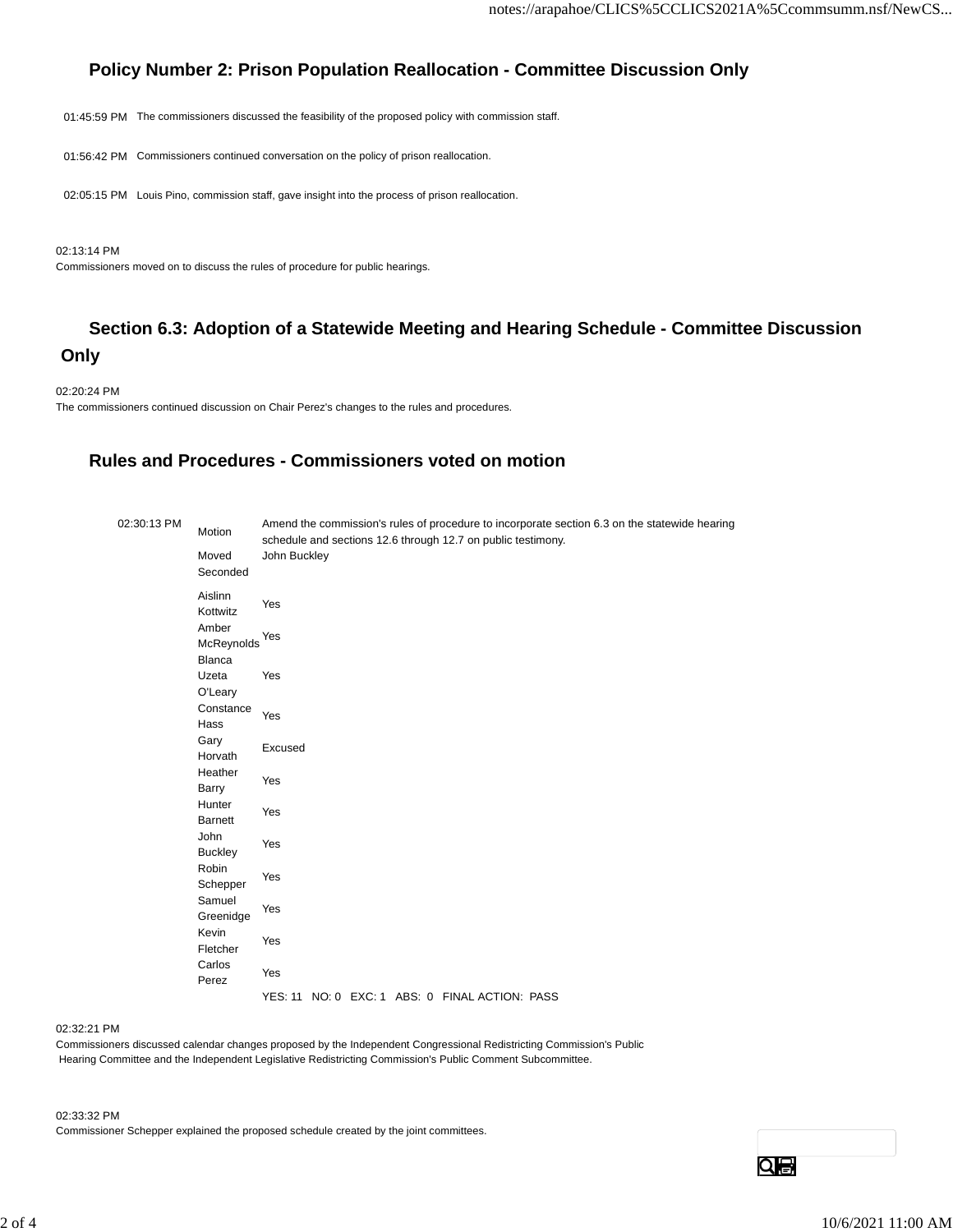## Policy Number 2: Prison Population Reallocation - Committee Discussion Only

01:45:59 PM The commissioners discussed the feasibility of the proposed policy with commission staff.

01:56:42 PM Commissioners continued conversation on the policy of prison reallocation.

02:05:15 PM Louis Pino, commission staff, gave insight into the process of prison reallocation.

02:13:14 PM
Commissioners moved on to discuss the rules of procedure for public hearings.

## Section 6.3: Adoption of a Statewide Meeting and Hearing Schedule - Committee Discussion Only

02:20:24 PM
The commissioners continued discussion on Chair Perez's changes to the rules and procedures.

## Rules and Procedures - Commissioners voted on motion

| 02:30:13 PM | | |
|---|---|---|
| | Motion | Amend the commission's rules of procedure to incorporate section 6.3 on the statewide hearing schedule and sections 12.6 through 12.7 on public testimony. |
| | Moved | John Buckley |
| | Seconded | |
| | Aislinn Kottwitz | Yes |
| | Amber McReynolds | Yes |
| | Blanca Uzeta O'Leary | Yes |
| | Constance Hass | Yes |
| | Gary Horvath | Excused |
| | Heather Barry | Yes |
| | Hunter Barnett | Yes |
| | John Buckley | Yes |
| | Robin Schepper | Yes |
| | Samuel Greenidge | Yes |
| | Kevin Fletcher | Yes |
| | Carlos Perez | Yes |
| | | YES: 11 NO: 0 EXC: 1 ABS: 0 FINAL ACTION: PASS |

02:32:21 PM
Commissioners discussed calendar changes proposed by the Independent Congressional Redistricting Commission's Public Hearing Committee and the Independent Legislative Redistricting Commission's Public Comment Subcommittee.

02:33:32 PM
Commissioner Schepper explained the proposed schedule created by the joint committees.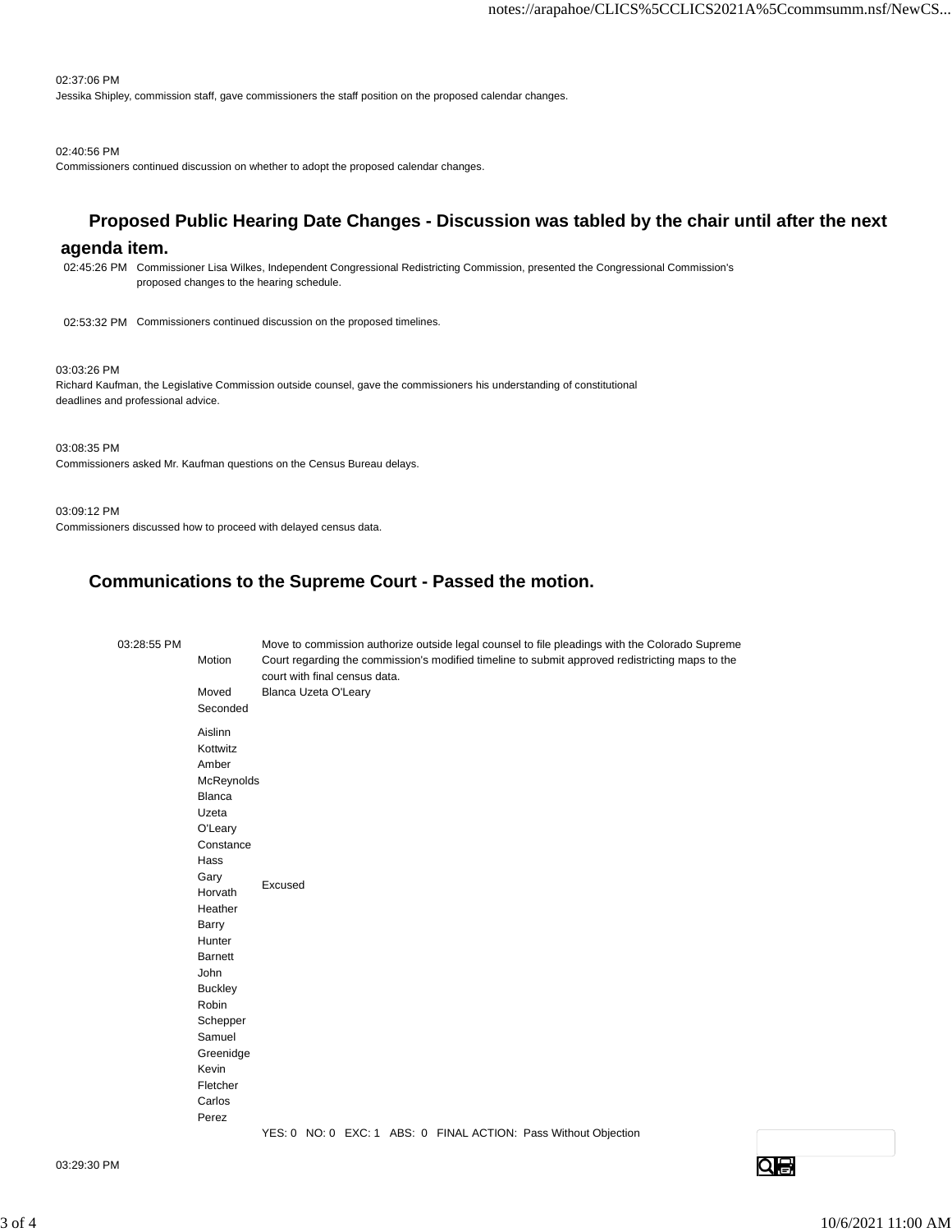02:37:06 PM
Jessika Shipley, commission staff, gave commissioners the staff position on the proposed calendar changes.

02:40:56 PM
Commissioners continued discussion on whether to adopt the proposed calendar changes.

## Proposed Public Hearing Date Changes - Discussion was tabled by the chair until after the next agenda item.

02:45:26 PM Commissioner Lisa Wilkes, Independent Congressional Redistricting Commission, presented the Congressional Commission's proposed changes to the hearing schedule.

02:53:32 PM Commissioners continued discussion on the proposed timelines.

03:03:26 PM
Richard Kaufman, the Legislative Commission outside counsel, gave the commissioners his understanding of constitutional deadlines and professional advice.

03:08:35 PM
Commissioners asked Mr. Kaufman questions on the Census Bureau delays.

03:09:12 PM
Commissioners discussed how to proceed with delayed census data.

## Communications to the Supreme Court - Passed the motion.

03:28:55 PM

| | |
|---|---|
| Motion | Move to commission authorize outside legal counsel to file pleadings with the Colorado Supreme Court regarding the commission's modified timeline to submit approved redistricting maps to the court with final census data. |
| Moved | Blanca Uzeta O'Leary |
| Seconded | |
| Aislinn Kottwitz | |
| Amber McReynolds | |
| Blanca Uzeta O'Leary | |
| Constance Hass | |
| Gary Horvath | Excused |
| Heather Barry | |
| Hunter Barnett | |
| John Buckley | |
| Robin Schepper | |
| Samuel Greenidge | |
| Kevin Fletcher | |
| Carlos Perez | |
| | YES: 0 NO: 0 EXC: 1 ABS: 0 FINAL ACTION: Pass Without Objection |

03:29:30 PM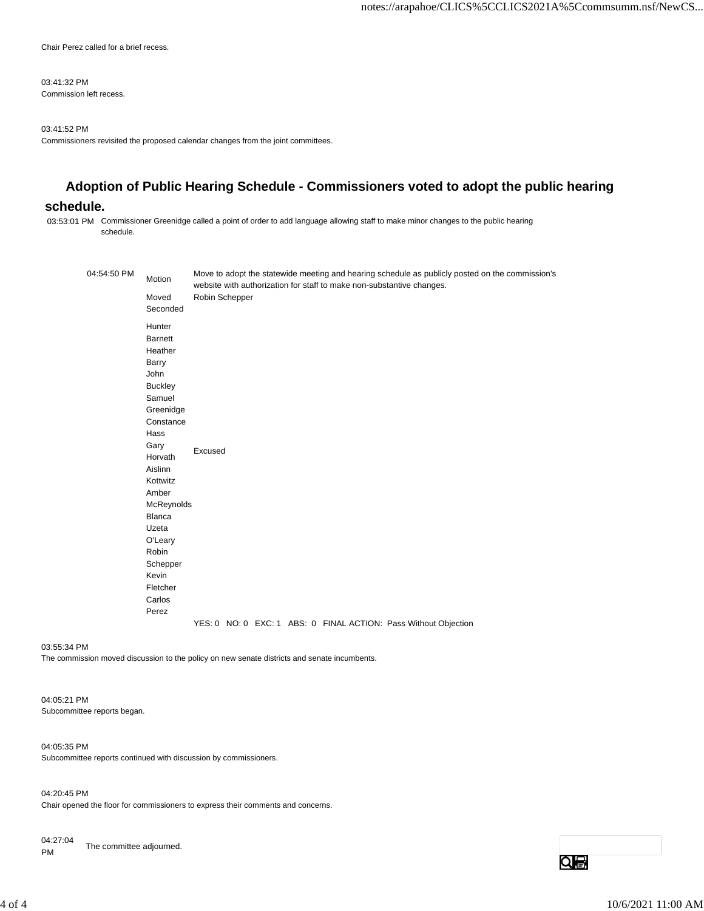Chair Perez called for a brief recess.

03:41:32 PM
Commission left recess.

03:41:52 PM
Commissioners revisited the proposed calendar changes from the joint committees.

## Adoption of Public Hearing Schedule - Commissioners voted to adopt the public hearing schedule.

03:53:01 PM Commissioner Greenidge called a point of order to add language allowing staff to make minor changes to the public hearing schedule.

| | | |
|---|---|---|
| 04:54:50 PM | Motion | Move to adopt the statewide meeting and hearing schedule as publicly posted on the commission's website with authorization for staff to make non-substantive changes. |
| | Moved | Robin Schepper |
| | Seconded | |
| | Hunter Barnett | |
| | Heather Barry | |
| | John Buckley | |
| | Samuel Greenidge | |
| | Constance Hass | |
| | Gary Horvath | Excused |
| | Aislinn Kottwitz | |
| | Amber McReynolds | |
| | Blanca Uzeta O'Leary | |
| | Robin Schepper | |
| | Kevin Fletcher | |
| | Carlos Perez | |
| | | YES: 0 NO: 0 EXC: 1 ABS: 0 FINAL ACTION: Pass Without Objection |

03:55:34 PM
The commission moved discussion to the policy on new senate districts and senate incumbents.

04:05:21 PM
Subcommittee reports began.

04:05:35 PM
Subcommittee reports continued with discussion by commissioners.

04:20:45 PM
Chair opened the floor for commissioners to express their comments and concerns.

04:27:04 PM The committee adjourned.